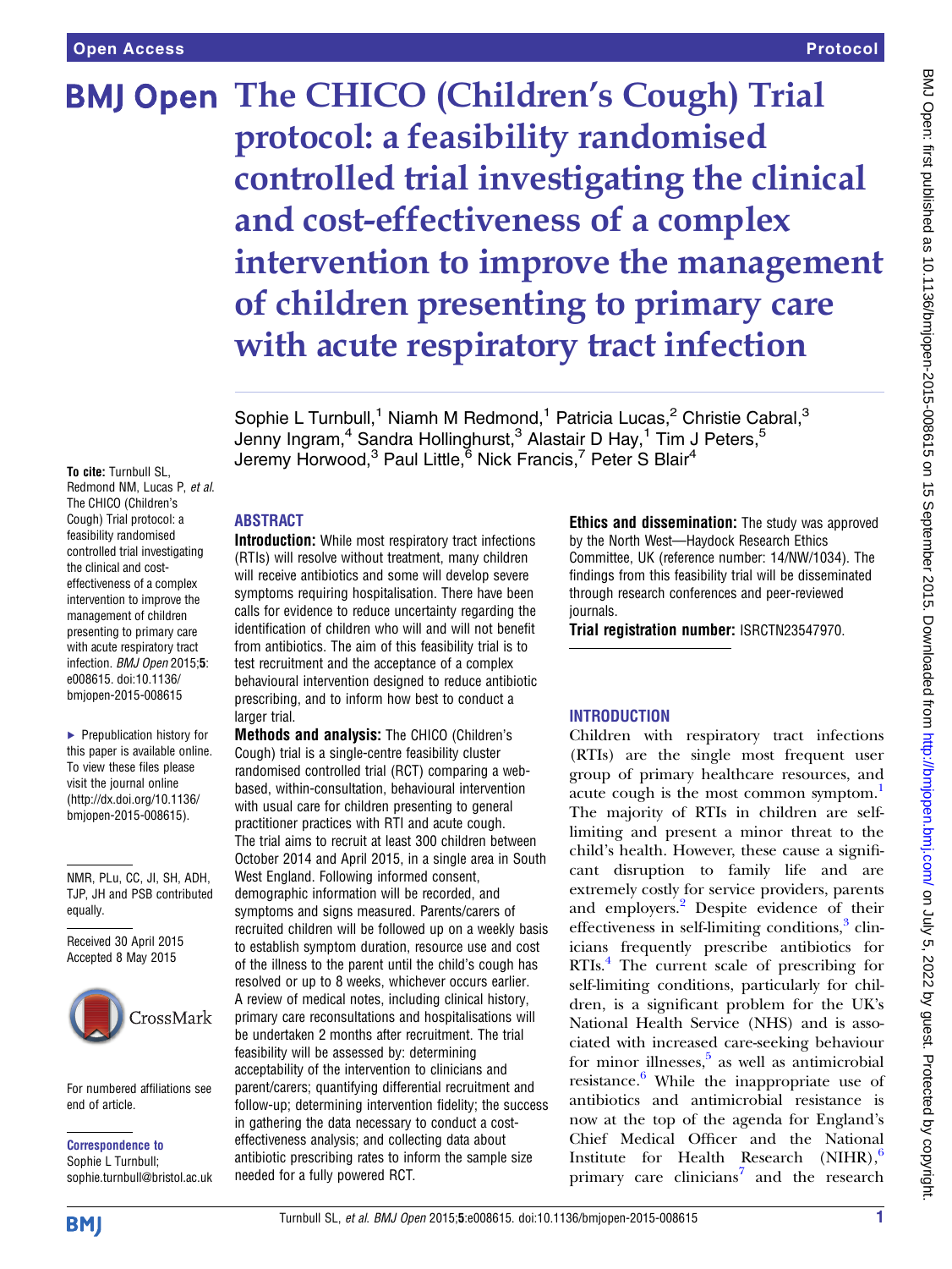Open Access

Protocol

# The CHICO (Children's Cough) Trial protocol: a feasibility randomised controlled trial investigating the clinical and cost-effectiveness of a complex intervention to improve the management of children presenting to primary care with acute respiratory tract infection

Sophie L Turnbull,[1] Niamh M Redmond,[1] Patricia Lucas,[2] Christie Cabral,[3] Jenny Ingram,[4] Sandra Hollinghurst,[3] Alastair D Hay,[1] Tim J Peters,[5] Jeremy Horwood,[3] Paul Little,[6] Nick Francis,[7] Peter S Blair[4]

To cite: Turnbull SL, Redmond NM, Lucas P, *et al*. The CHICO (Children's Cough) Trial protocol: a feasibility randomised controlled trial investigating the clinical and cost-effectiveness of a complex intervention to improve the management of children presenting to primary care with acute respiratory tract infection. *BMJ Open* 2015;**5**: e008615. doi:10.1136/bmjopen-2015-008615

▸ Prepublication history for this paper is available online. To view these files please visit the journal online (http://dx.doi.org/10.1136/bmjopen-2015-008615).

NMR, PLu, CC, JI, SH, ADH, TJP, JH and PSB contributed equally.

Received 30 April 2015
Accepted 8 May 2015

For numbered affiliations see end of article.

**Correspondence to**
Sophie L Turnbull; sophie.turnbull@bristol.ac.uk

## ABSTRACT

**Introduction:** While most respiratory tract infections (RTIs) will resolve without treatment, many children will receive antibiotics and some will develop severe symptoms requiring hospitalisation. There have been calls for evidence to reduce uncertainty regarding the identification of children who will and will not benefit from antibiotics. The aim of this feasibility trial is to test recruitment and the acceptance of a complex behavioural intervention designed to reduce antibiotic prescribing, and to inform how best to conduct a larger trial.

**Methods and analysis:** The CHICO (Children's Cough) trial is a single-centre feasibility cluster randomised controlled trial (RCT) comparing a web-based, within-consultation, behavioural intervention with usual care for children presenting to general practitioner practices with RTI and acute cough. The trial aims to recruit at least 300 children between October 2014 and April 2015, in a single area in South West England. Following informed consent, demographic information will be recorded, and symptoms and signs measured. Parents/carers of recruited children will be followed up on a weekly basis to establish symptom duration, resource use and cost of the illness to the parent until the child's cough has resolved or up to 8 weeks, whichever occurs earlier. A review of medical notes, including clinical history, primary care reconsultations and hospitalisations will be undertaken 2 months after recruitment. The trial feasibility will be assessed by: determining acceptability of the intervention to clinicians and parent/carers; quantifying differential recruitment and follow-up; determining intervention fidelity; the success in gathering the data necessary to conduct a cost-effectiveness analysis; and collecting data about antibiotic prescribing rates to inform the sample size needed for a fully powered RCT.

**Ethics and dissemination:** The study was approved by the North West—Haydock Research Ethics Committee, UK (reference number: 14/NW/1034). The findings from this feasibility trial will be disseminated through research conferences and peer-reviewed journals.

**Trial registration number:** ISRCTN23547970.

## INTRODUCTION

Children with respiratory tract infections (RTIs) are the single most frequent user group of primary healthcare resources, and acute cough is the most common symptom.[1] The majority of RTIs in children are self-limiting and present a minor threat to the child's health. However, these cause a significant disruption to family life and are extremely costly for service providers, parents and employers.[2] Despite evidence of their effectiveness in self-limiting conditions,[3] clinicians frequently prescribe antibiotics for RTIs.[4] The current scale of prescribing for self-limiting conditions, particularly for children, is a significant problem for the UK's National Health Service (NHS) and is associated with increased care-seeking behaviour for minor illnesses,[5] as well as antimicrobial resistance.[6] While the inappropriate use of antibiotics and antimicrobial resistance is now at the top of the agenda for England's Chief Medical Officer and the National Institute for Health Research (NIHR),[6] primary care clinicians[7] and the research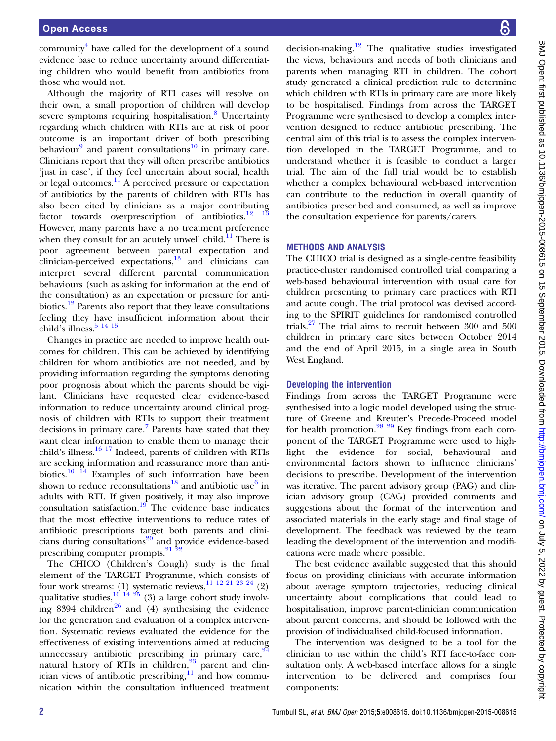community[4] have called for the development of a sound evidence base to reduce uncertainty around differentiating children who would benefit from antibiotics from those who would not.

Although the majority of RTI cases will resolve on their own, a small proportion of children will develop severe symptoms requiring hospitalisation.[8] Uncertainty regarding which children with RTIs are at risk of poor outcome is an important driver of both prescribing behaviour[9] and parent consultations[10] in primary care. Clinicians report that they will often prescribe antibiotics 'just in case', if they feel uncertain about social, health or legal outcomes.[11] A perceived pressure or expectation of antibiotics by the parents of children with RTIs has also been cited by clinicians as a major contributing factor towards overprescription of antibiotics.[12 13] However, many parents have a no treatment preference when they consult for an acutely unwell child.[11] There is poor agreement between parental expectation and clinician-perceived expectations,[13] and clinicians can interpret several different parental communication behaviours (such as asking for information at the end of the consultation) as an expectation or pressure for antibiotics.[12] Parents also report that they leave consultations feeling they have insufficient information about their child's illness.[5 14 15]

Changes in practice are needed to improve health outcomes for children. This can be achieved by identifying children for whom antibiotics are not needed, and by providing information regarding the symptoms denoting poor prognosis about which the parents should be vigilant. Clinicians have requested clear evidence-based information to reduce uncertainty around clinical prognosis of children with RTIs to support their treatment decisions in primary care.[7] Parents have stated that they want clear information to enable them to manage their child's illness.[16 17] Indeed, parents of children with RTIs are seeking information and reassurance more than antibiotics.[10 14] Examples of such information have been shown to reduce reconsultations[18] and antibiotic use[6] in adults with RTI. If given positively, it may also improve consultation satisfaction.[19] The evidence base indicates that the most effective interventions to reduce rates of antibiotic prescriptions target both parents and clinicians during consultations[20] and provide evidence-based prescribing computer prompts.[21 22]

The CHICO (Children's Cough) study is the final element of the TARGET Programme, which consists of four work streams: (1) systematic reviews,[11 12 21 23 24] (2) qualitative studies,[10 14 25] (3) a large cohort study involving 8394 children[26] and (4) synthesising the evidence for the generation and evaluation of a complex intervention. Systematic reviews evaluated the evidence for the effectiveness of existing interventions aimed at reducing unnecessary antibiotic prescribing in primary care,[24] natural history of RTIs in children,[23] parent and clinician views of antibiotic prescribing,[11] and how communication within the consultation influenced treatment decision-making.[12] The qualitative studies investigated the views, behaviours and needs of both clinicians and parents when managing RTI in children. The cohort study generated a clinical prediction rule to determine which children with RTIs in primary care are more likely to be hospitalised. Findings from across the TARGET Programme were synthesised to develop a complex intervention designed to reduce antibiotic prescribing. The central aim of this trial is to assess the complex intervention developed in the TARGET Programme, and to understand whether it is feasible to conduct a larger trial. The aim of the full trial would be to establish whether a complex behavioural web-based intervention can contribute to the reduction in overall quantity of antibiotics prescribed and consumed, as well as improve the consultation experience for parents/carers.

## METHODS AND ANALYSIS

The CHICO trial is designed as a single-centre feasibility practice-cluster randomised controlled trial comparing a web-based behavioural intervention with usual care for children presenting to primary care practices with RTI and acute cough. The trial protocol was devised according to the SPIRIT guidelines for randomised controlled trials.[27] The trial aims to recruit between 300 and 500 children in primary care sites between October 2014 and the end of April 2015, in a single area in South West England.

### Developing the intervention

Findings from across the TARGET Programme were synthesised into a logic model developed using the structure of Greene and Kreuter's Precede-Proceed model for health promotion.[28 29] Key findings from each component of the TARGET Programme were used to highlight the evidence for social, behavioural and environmental factors shown to influence clinicians' decisions to prescribe. Development of the intervention was iterative. The parent advisory group (PAG) and clinician advisory group (CAG) provided comments and suggestions about the format of the intervention and associated materials in the early stage and final stage of development. The feedback was reviewed by the team leading the development of the intervention and modifications were made where possible.

The best evidence available suggested that this should focus on providing clinicians with accurate information about average symptom trajectories, reducing clinical uncertainty about complications that could lead to hospitalisation, improve parent-clinician communication about parent concerns, and should be followed with the provision of individualised child-focused information.

The intervention was designed to be a tool for the clinician to use within the child's RTI face-to-face consultation only. A web-based interface allows for a single intervention to be delivered and comprises four components: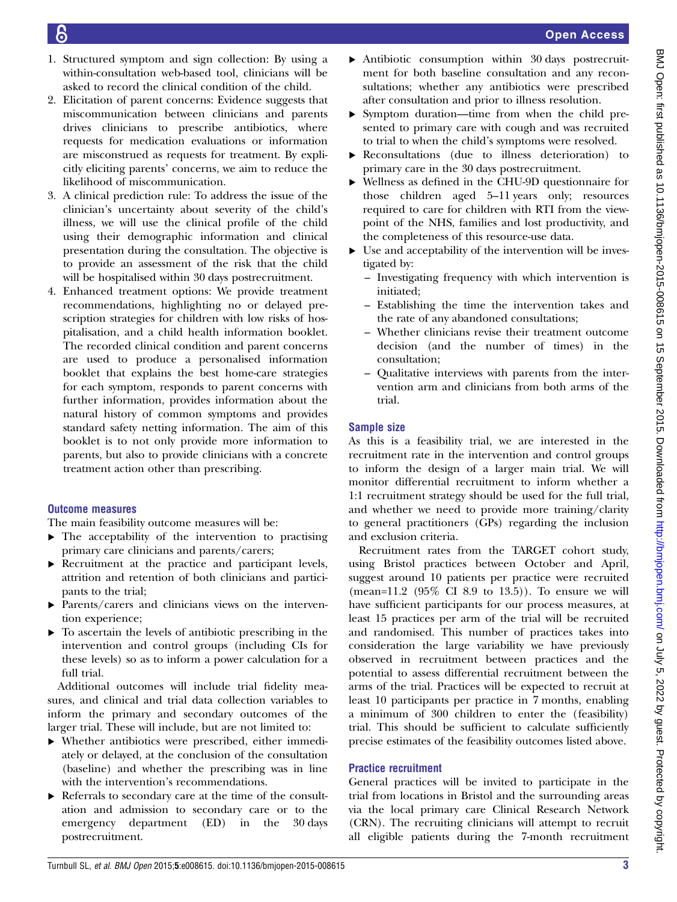1. Structured symptom and sign collection: By using a within-consultation web-based tool, clinicians will be asked to record the clinical condition of the child.
2. Elicitation of parent concerns: Evidence suggests that miscommunication between clinicians and parents drives clinicians to prescribe antibiotics, where requests for medication evaluations or information are misconstrued as requests for treatment. By explicitly eliciting parents' concerns, we aim to reduce the likelihood of miscommunication.
3. A clinical prediction rule: To address the issue of the clinician's uncertainty about severity of the child's illness, we will use the clinical profile of the child using their demographic information and clinical presentation during the consultation. The objective is to provide an assessment of the risk that the child will be hospitalised within 30 days postrecruitment.
4. Enhanced treatment options: We provide treatment recommendations, highlighting no or delayed prescription strategies for children with low risks of hospitalisation, and a child health information booklet. The recorded clinical condition and parent concerns are used to produce a personalised information booklet that explains the best home-care strategies for each symptom, responds to parent concerns with further information, provides information about the natural history of common symptoms and provides standard safety netting information. The aim of this booklet is to not only provide more information to parents, but also to provide clinicians with a concrete treatment action other than prescribing.

### Outcome measures

The main feasibility outcome measures will be:

- The acceptability of the intervention to practising primary care clinicians and parents/carers;
- Recruitment at the practice and participant levels, attrition and retention of both clinicians and participants to the trial;
- Parents/carers and clinicians views on the intervention experience;
- To ascertain the levels of antibiotic prescribing in the intervention and control groups (including CIs for these levels) so as to inform a power calculation for a full trial.

Additional outcomes will include trial fidelity measures, and clinical and trial data collection variables to inform the primary and secondary outcomes of the larger trial. These will include, but are not limited to:

- Whether antibiotics were prescribed, either immediately or delayed, at the conclusion of the consultation (baseline) and whether the prescribing was in line with the intervention's recommendations.
- Referrals to secondary care at the time of the consultation and admission to secondary care or to the emergency department (ED) in the 30 days postrecruitment.
- Antibiotic consumption within 30 days postrecruitment for both baseline consultation and any reconsultations; whether any antibiotics were prescribed after consultation and prior to illness resolution.
- Symptom duration—time from when the child presented to primary care with cough and was recruited to trial to when the child's symptoms were resolved.
- Reconsultations (due to illness deterioration) to primary care in the 30 days postrecruitment.
- Wellness as defined in the CHU-9D questionnaire for those children aged 5–11 years only; resources required to care for children with RTI from the viewpoint of the NHS, families and lost productivity, and the completeness of this resource-use data.
- Use and acceptability of the intervention will be investigated by:
  - Investigating frequency with which intervention is initiated;
  - Establishing the time the intervention takes and the rate of any abandoned consultations;
  - Whether clinicians revise their treatment outcome decision (and the number of times) in the consultation;
  - Qualitative interviews with parents from the intervention arm and clinicians from both arms of the trial.

### Sample size

As this is a feasibility trial, we are interested in the recruitment rate in the intervention and control groups to inform the design of a larger main trial. We will monitor differential recruitment to inform whether a 1:1 recruitment strategy should be used for the full trial, and whether we need to provide more training/clarity to general practitioners (GPs) regarding the inclusion and exclusion criteria.

Recruitment rates from the TARGET cohort study, using Bristol practices between October and April, suggest around 10 patients per practice were recruited (mean=11.2 (95% CI 8.9 to 13.5)). To ensure we will have sufficient participants for our process measures, at least 15 practices per arm of the trial will be recruited and randomised. This number of practices takes into consideration the large variability we have previously observed in recruitment between practices and the potential to assess differential recruitment between the arms of the trial. Practices will be expected to recruit at least 10 participants per practice in 7 months, enabling a minimum of 300 children to enter the (feasibility) trial. This should be sufficient to calculate sufficiently precise estimates of the feasibility outcomes listed above.

### Practice recruitment

General practices will be invited to participate in the trial from locations in Bristol and the surrounding areas via the local primary care Clinical Research Network (CRN). The recruiting clinicians will attempt to recruit all eligible patients during the 7-month recruitment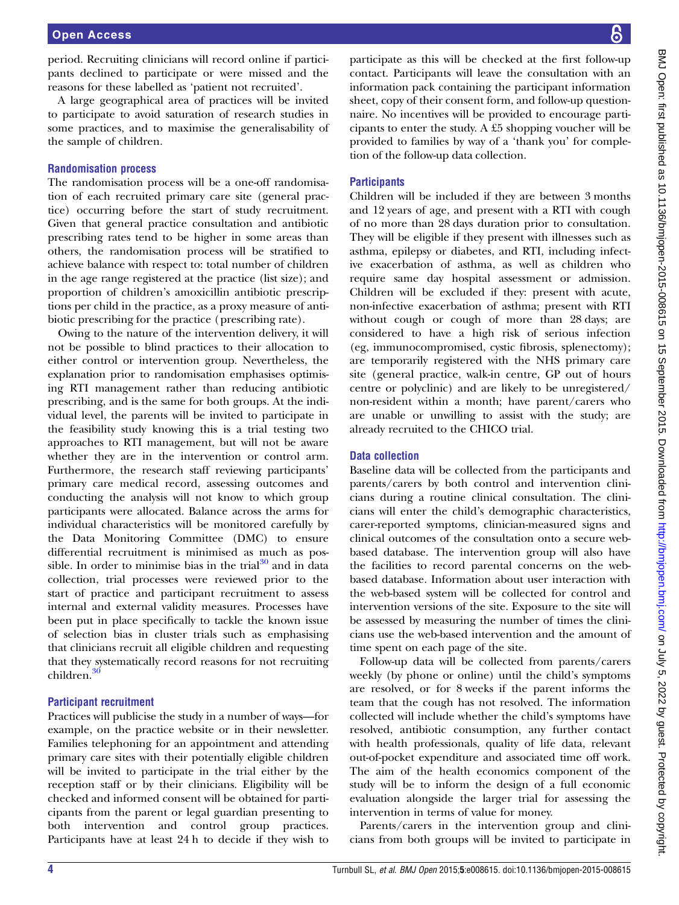period. Recruiting clinicians will record online if participants declined to participate or were missed and the reasons for these labelled as 'patient not recruited'.

A large geographical area of practices will be invited to participate to avoid saturation of research studies in some practices, and to maximise the generalisability of the sample of children.

### Randomisation process

The randomisation process will be a one-off randomisation of each recruited primary care site (general practice) occurring before the start of study recruitment. Given that general practice consultation and antibiotic prescribing rates tend to be higher in some areas than others, the randomisation process will be stratified to achieve balance with respect to: total number of children in the age range registered at the practice (list size); and proportion of children's amoxicillin antibiotic prescriptions per child in the practice, as a proxy measure of antibiotic prescribing for the practice (prescribing rate).

Owing to the nature of the intervention delivery, it will not be possible to blind practices to their allocation to either control or intervention group. Nevertheless, the explanation prior to randomisation emphasises optimising RTI management rather than reducing antibiotic prescribing, and is the same for both groups. At the individual level, the parents will be invited to participate in the feasibility study knowing this is a trial testing two approaches to RTI management, but will not be aware whether they are in the intervention or control arm. Furthermore, the research staff reviewing participants' primary care medical record, assessing outcomes and conducting the analysis will not know to which group participants were allocated. Balance across the arms for individual characteristics will be monitored carefully by the Data Monitoring Committee (DMC) to ensure differential recruitment is minimised as much as possible. In order to minimise bias in the trial[30] and in data collection, trial processes were reviewed prior to the start of practice and participant recruitment to assess internal and external validity measures. Processes have been put in place specifically to tackle the known issue of selection bias in cluster trials such as emphasising that clinicians recruit all eligible children and requesting that they systematically record reasons for not recruiting children.[30]

### Participant recruitment

Practices will publicise the study in a number of ways—for example, on the practice website or in their newsletter. Families telephoning for an appointment and attending primary care sites with their potentially eligible children will be invited to participate in the trial either by the reception staff or by their clinicians. Eligibility will be checked and informed consent will be obtained for participants from the parent or legal guardian presenting to both intervention and control group practices. Participants have at least 24 h to decide if they wish to participate as this will be checked at the first follow-up contact. Participants will leave the consultation with an information pack containing the participant information sheet, copy of their consent form, and follow-up questionnaire. No incentives will be provided to encourage participants to enter the study. A £5 shopping voucher will be provided to families by way of a 'thank you' for completion of the follow-up data collection.

### Participants

Children will be included if they are between 3 months and 12 years of age, and present with a RTI with cough of no more than 28 days duration prior to consultation. They will be eligible if they present with illnesses such as asthma, epilepsy or diabetes, and RTI, including infective exacerbation of asthma, as well as children who require same day hospital assessment or admission. Children will be excluded if they: present with acute, non-infective exacerbation of asthma; present with RTI without cough or cough of more than 28 days; are considered to have a high risk of serious infection (eg, immunocompromised, cystic fibrosis, splenectomy); are temporarily registered with the NHS primary care site (general practice, walk-in centre, GP out of hours centre or polyclinic) and are likely to be unregistered/non-resident within a month; have parent/carers who are unable or unwilling to assist with the study; are already recruited to the CHICO trial.

### Data collection

Baseline data will be collected from the participants and parents/carers by both control and intervention clinicians during a routine clinical consultation. The clinicians will enter the child's demographic characteristics, carer-reported symptoms, clinician-measured signs and clinical outcomes of the consultation onto a secure web-based database. The intervention group will also have the facilities to record parental concerns on the web-based database. Information about user interaction with the web-based system will be collected for control and intervention versions of the site. Exposure to the site will be assessed by measuring the number of times the clinicians use the web-based intervention and the amount of time spent on each page of the site.

Follow-up data will be collected from parents/carers weekly (by phone or online) until the child's symptoms are resolved, or for 8 weeks if the parent informs the team that the cough has not resolved. The information collected will include whether the child's symptoms have resolved, antibiotic consumption, any further contact with health professionals, quality of life data, relevant out-of-pocket expenditure and associated time off work. The aim of the health economics component of the study will be to inform the design of a full economic evaluation alongside the larger trial for assessing the intervention in terms of value for money.

Parents/carers in the intervention group and clinicians from both groups will be invited to participate in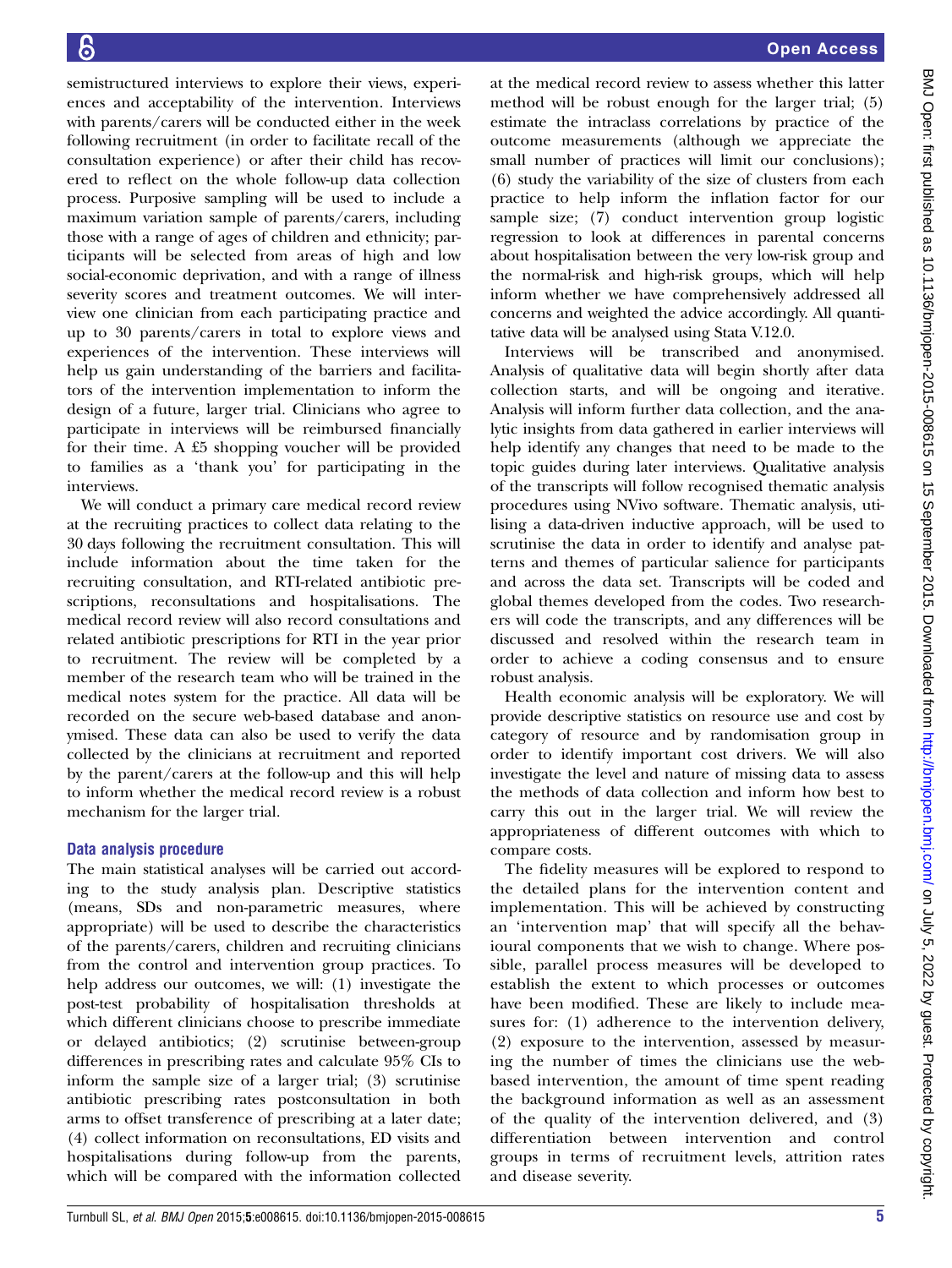semistructured interviews to explore their views, experiences and acceptability of the intervention. Interviews with parents/carers will be conducted either in the week following recruitment (in order to facilitate recall of the consultation experience) or after their child has recovered to reflect on the whole follow-up data collection process. Purposive sampling will be used to include a maximum variation sample of parents/carers, including those with a range of ages of children and ethnicity; participants will be selected from areas of high and low social-economic deprivation, and with a range of illness severity scores and treatment outcomes. We will interview one clinician from each participating practice and up to 30 parents/carers in total to explore views and experiences of the intervention. These interviews will help us gain understanding of the barriers and facilitators of the intervention implementation to inform the design of a future, larger trial. Clinicians who agree to participate in interviews will be reimbursed financially for their time. A £5 shopping voucher will be provided to families as a 'thank you' for participating in the interviews.

We will conduct a primary care medical record review at the recruiting practices to collect data relating to the 30 days following the recruitment consultation. This will include information about the time taken for the recruiting consultation, and RTI-related antibiotic prescriptions, reconsultations and hospitalisations. The medical record review will also record consultations and related antibiotic prescriptions for RTI in the year prior to recruitment. The review will be completed by a member of the research team who will be trained in the medical notes system for the practice. All data will be recorded on the secure web-based database and anonymised. These data can also be used to verify the data collected by the clinicians at recruitment and reported by the parent/carers at the follow-up and this will help to inform whether the medical record review is a robust mechanism for the larger trial.

### Data analysis procedure

The main statistical analyses will be carried out according to the study analysis plan. Descriptive statistics (means, SDs and non-parametric measures, where appropriate) will be used to describe the characteristics of the parents/carers, children and recruiting clinicians from the control and intervention group practices. To help address our outcomes, we will: (1) investigate the post-test probability of hospitalisation thresholds at which different clinicians choose to prescribe immediate or delayed antibiotics; (2) scrutinise between-group differences in prescribing rates and calculate 95% CIs to inform the sample size of a larger trial; (3) scrutinise antibiotic prescribing rates postconsultation in both arms to offset transference of prescribing at a later date; (4) collect information on reconsultations, ED visits and hospitalisations during follow-up from the parents, which will be compared with the information collected at the medical record review to assess whether this latter method will be robust enough for the larger trial; (5) estimate the intraclass correlations by practice of the outcome measurements (although we appreciate the small number of practices will limit our conclusions); (6) study the variability of the size of clusters from each practice to help inform the inflation factor for our sample size; (7) conduct intervention group logistic regression to look at differences in parental concerns about hospitalisation between the very low-risk group and the normal-risk and high-risk groups, which will help inform whether we have comprehensively addressed all concerns and weighted the advice accordingly. All quantitative data will be analysed using Stata V.12.0.

Interviews will be transcribed and anonymised. Analysis of qualitative data will begin shortly after data collection starts, and will be ongoing and iterative. Analysis will inform further data collection, and the analytic insights from data gathered in earlier interviews will help identify any changes that need to be made to the topic guides during later interviews. Qualitative analysis of the transcripts will follow recognised thematic analysis procedures using NVivo software. Thematic analysis, utilising a data-driven inductive approach, will be used to scrutinise the data in order to identify and analyse patterns and themes of particular salience for participants and across the data set. Transcripts will be coded and global themes developed from the codes. Two researchers will code the transcripts, and any differences will be discussed and resolved within the research team in order to achieve a coding consensus and to ensure robust analysis.

Health economic analysis will be exploratory. We will provide descriptive statistics on resource use and cost by category of resource and by randomisation group in order to identify important cost drivers. We will also investigate the level and nature of missing data to assess the methods of data collection and inform how best to carry this out in the larger trial. We will review the appropriateness of different outcomes with which to compare costs.

The fidelity measures will be explored to respond to the detailed plans for the intervention content and implementation. This will be achieved by constructing an 'intervention map' that will specify all the behavioural components that we wish to change. Where possible, parallel process measures will be developed to establish the extent to which processes or outcomes have been modified. These are likely to include measures for: (1) adherence to the intervention delivery, (2) exposure to the intervention, assessed by measuring the number of times the clinicians use the web-based intervention, the amount of time spent reading the background information as well as an assessment of the quality of the intervention delivered, and (3) differentiation between intervention and control groups in terms of recruitment levels, attrition rates and disease severity.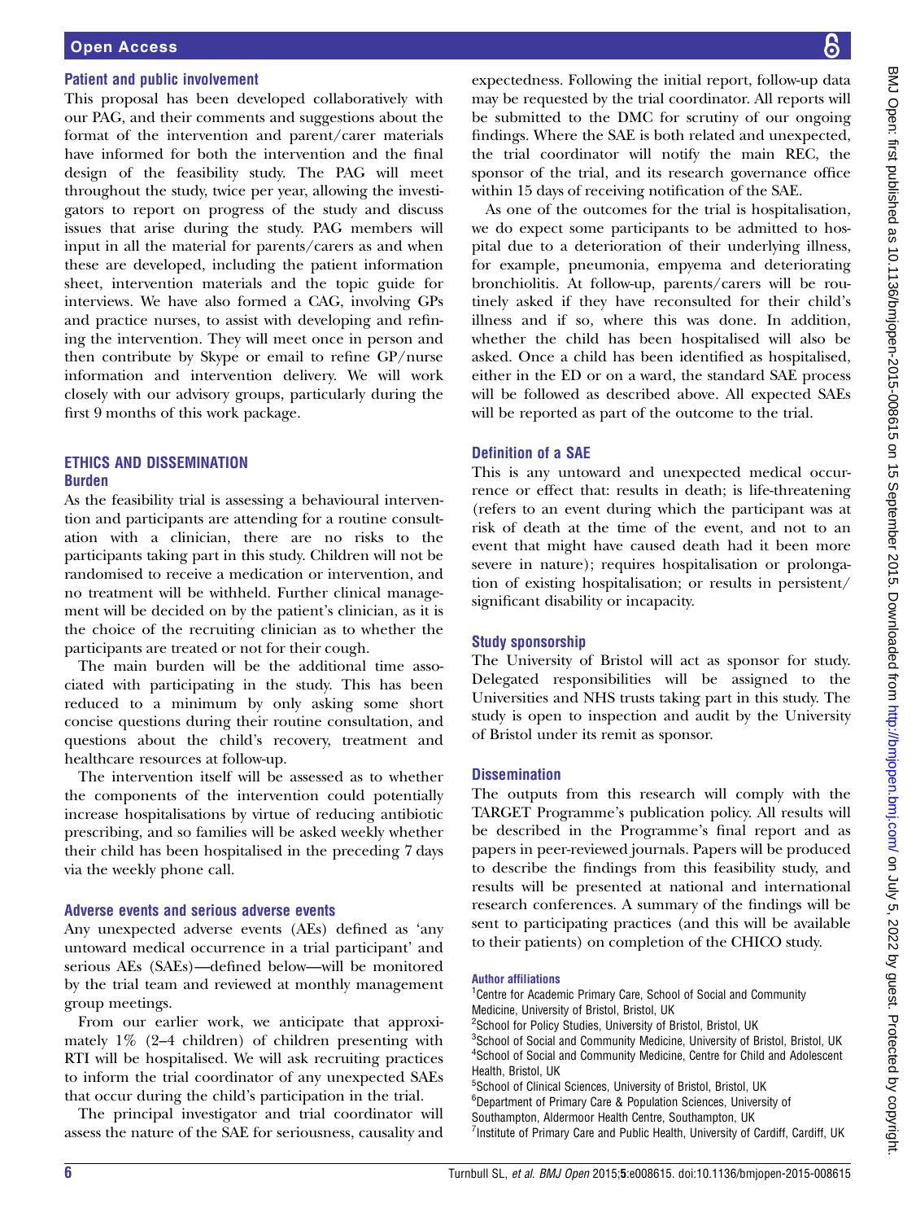### Patient and public involvement

This proposal has been developed collaboratively with our PAG, and their comments and suggestions about the format of the intervention and parent/carer materials have informed for both the intervention and the final design of the feasibility study. The PAG will meet throughout the study, twice per year, allowing the investigators to report on progress of the study and discuss issues that arise during the study. PAG members will input in all the material for parents/carers as and when these are developed, including the patient information sheet, intervention materials and the topic guide for interviews. We have also formed a CAG, involving GPs and practice nurses, to assist with developing and refining the intervention. They will meet once in person and then contribute by Skype or email to refine GP/nurse information and intervention delivery. We will work closely with our advisory groups, particularly during the first 9 months of this work package.

## ETHICS AND DISSEMINATION

### Burden

As the feasibility trial is assessing a behavioural intervention and participants are attending for a routine consultation with a clinician, there are no risks to the participants taking part in this study. Children will not be randomised to receive a medication or intervention, and no treatment will be withheld. Further clinical management will be decided on by the patient's clinician, as it is the choice of the recruiting clinician as to whether the participants are treated or not for their cough.

The main burden will be the additional time associated with participating in the study. This has been reduced to a minimum by only asking some short concise questions during their routine consultation, and questions about the child's recovery, treatment and healthcare resources at follow-up.

The intervention itself will be assessed as to whether the components of the intervention could potentially increase hospitalisations by virtue of reducing antibiotic prescribing, and so families will be asked weekly whether their child has been hospitalised in the preceding 7 days via the weekly phone call.

### Adverse events and serious adverse events

Any unexpected adverse events (AEs) defined as 'any untoward medical occurrence in a trial participant' and serious AEs (SAEs)—defined below—will be monitored by the trial team and reviewed at monthly management group meetings.

From our earlier work, we anticipate that approximately 1% (2–4 children) of children presenting with RTI will be hospitalised. We will ask recruiting practices to inform the trial coordinator of any unexpected SAEs that occur during the child's participation in the trial.

The principal investigator and trial coordinator will assess the nature of the SAE for seriousness, causality and expectedness. Following the initial report, follow-up data may be requested by the trial coordinator. All reports will be submitted to the DMC for scrutiny of our ongoing findings. Where the SAE is both related and unexpected, the trial coordinator will notify the main REC, the sponsor of the trial, and its research governance office within 15 days of receiving notification of the SAE.

As one of the outcomes for the trial is hospitalisation, we do expect some participants to be admitted to hospital due to a deterioration of their underlying illness, for example, pneumonia, empyema and deteriorating bronchiolitis. At follow-up, parents/carers will be routinely asked if they have reconsulted for their child's illness and if so, where this was done. In addition, whether the child has been hospitalised will also be asked. Once a child has been identified as hospitalised, either in the ED or on a ward, the standard SAE process will be followed as described above. All expected SAEs will be reported as part of the outcome to the trial.

### Definition of a SAE

This is any untoward and unexpected medical occurrence or effect that: results in death; is life-threatening (refers to an event during which the participant was at risk of death at the time of the event, and not to an event that might have caused death had it been more severe in nature); requires hospitalisation or prolongation of existing hospitalisation; or results in persistent/significant disability or incapacity.

### Study sponsorship

The University of Bristol will act as sponsor for study. Delegated responsibilities will be assigned to the Universities and NHS trusts taking part in this study. The study is open to inspection and audit by the University of Bristol under its remit as sponsor.

### Dissemination

The outputs from this research will comply with the TARGET Programme's publication policy. All results will be described in the Programme's final report and as papers in peer-reviewed journals. Papers will be produced to describe the findings from this feasibility study, and results will be presented at national and international research conferences. A summary of the findings will be sent to participating practices (and this will be available to their patients) on completion of the CHICO study.

#### Author affiliations

[1]Centre for Academic Primary Care, School of Social and Community Medicine, University of Bristol, Bristol, UK
[2]School for Policy Studies, University of Bristol, Bristol, UK
[3]School of Social and Community Medicine, University of Bristol, Bristol, UK
[4]School of Social and Community Medicine, Centre for Child and Adolescent Health, Bristol, UK
[5]School of Clinical Sciences, University of Bristol, Bristol, UK
[6]Department of Primary Care & Population Sciences, University of Southampton, Aldermoor Health Centre, Southampton, UK
[7]Institute of Primary Care and Public Health, University of Cardiff, Cardiff, UK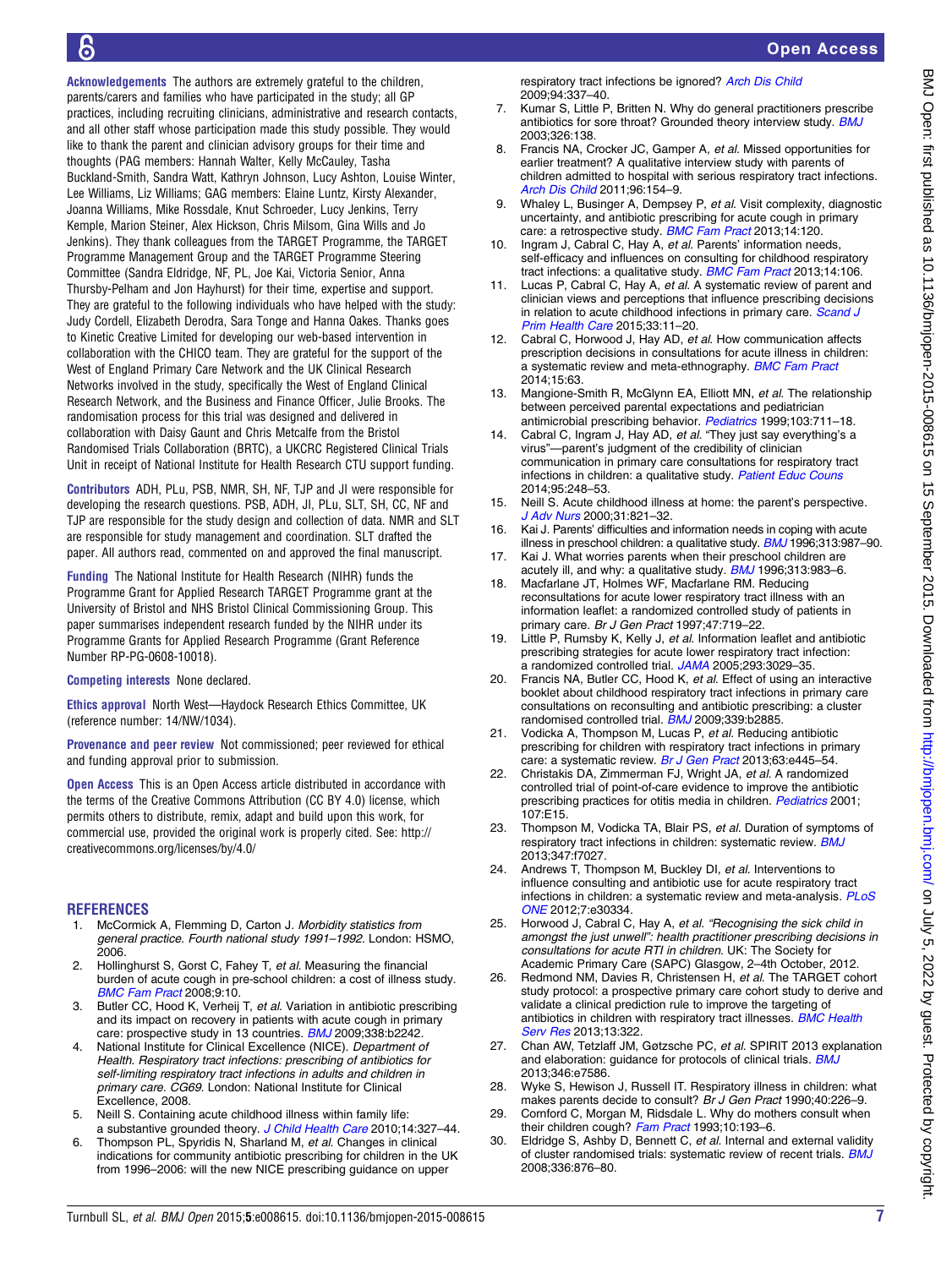**Acknowledgements** The authors are extremely grateful to the children, parents/carers and families who have participated in the study; all GP practices, including recruiting clinicians, administrative and research contacts, and all other staff whose participation made this study possible. They would like to thank the parent and clinician advisory groups for their time and thoughts (PAG members: Hannah Walter, Kelly McCauley, Tasha Buckland-Smith, Sandra Watt, Kathryn Johnson, Lucy Ashton, Louise Winter, Lee Williams, Liz Williams; GAG members: Elaine Luntz, Kirsty Alexander, Joanna Williams, Mike Rossdale, Knut Schroeder, Lucy Jenkins, Terry Kemple, Marion Steiner, Alex Hickson, Chris Milsom, Gina Wills and Jo Jenkins). They thank colleagues from the TARGET Programme, the TARGET Programme Management Group and the TARGET Programme Steering Committee (Sandra Eldridge, NF, PL, Joe Kai, Victoria Senior, Anna Thursby-Pelham and Jon Hayhurst) for their time, expertise and support. They are grateful to the following individuals who have helped with the study: Judy Cordell, Elizabeth Derodra, Sara Tonge and Hanna Oakes. Thanks goes to Kinetic Creative Limited for developing our web-based intervention in collaboration with the CHICO team. They are grateful for the support of the West of England Primary Care Network and the UK Clinical Research Networks involved in the study, specifically the West of England Clinical Research Network, and the Business and Finance Officer, Julie Brooks. The randomisation process for this trial was designed and delivered in collaboration with Daisy Gaunt and Chris Metcalfe from the Bristol Randomised Trials Collaboration (BRTC), a UKCRC Registered Clinical Trials Unit in receipt of National Institute for Health Research CTU support funding.

**Contributors** ADH, PLu, PSB, NMR, SH, NF, TJP and JI were responsible for developing the research questions. PSB, ADH, JI, PLu, SLT, SH, CC, NF and TJP are responsible for the study design and collection of data. NMR and SLT are responsible for study management and coordination. SLT drafted the paper. All authors read, commented on and approved the final manuscript.

**Funding** The National Institute for Health Research (NIHR) funds the Programme Grant for Applied Research TARGET Programme grant at the University of Bristol and NHS Bristol Clinical Commissioning Group. This paper summarises independent research funded by the NIHR under its Programme Grants for Applied Research Programme (Grant Reference Number RP-PG-0608-10018).

**Competing interests** None declared.

**Ethics approval** North West—Haydock Research Ethics Committee, UK (reference number: 14/NW/1034).

**Provenance and peer review** Not commissioned; peer reviewed for ethical and funding approval prior to submission.

**Open Access** This is an Open Access article distributed in accordance with the terms of the Creative Commons Attribution (CC BY 4.0) license, which permits others to distribute, remix, adapt and build upon this work, for commercial use, provided the original work is properly cited. See: http://creativecommons.org/licenses/by/4.0/

## REFERENCES

1. McCormick A, Flemming D, Carton J. *Morbidity statistics from general practice. Fourth national study 1991–1992*. London: HSMO, 2006.
2. Hollinghurst S, Gorst C, Fahey T, *et al.* Measuring the financial burden of acute cough in pre-school children: a cost of illness study. *BMC Fam Pract* 2008;9:10.
3. Butler CC, Hood K, Verheij T, *et al.* Variation in antibiotic prescribing and its impact on recovery in patients with acute cough in primary care: prospective study in 13 countries. *BMJ* 2009;338:b2242.
4. National Institute for Clinical Excellence (NICE). *Department of Health. Respiratory tract infections: prescribing of antibiotics for self-limiting respiratory tract infections in adults and children in primary care. CG69*. London: National Institute for Clinical Excellence, 2008.
5. Neill S. Containing acute childhood illness within family life: a substantive grounded theory. *J Child Health Care* 2010;14:327–44.
6. Thompson PL, Spyridis N, Sharland M, *et al.* Changes in clinical indications for community antibiotic prescribing for children in the UK from 1996–2006: will the new NICE prescribing guidance on upper respiratory tract infections be ignored? *Arch Dis Child* 2009;94:337–40.
7. Kumar S, Little P, Britten N. Why do general practitioners prescribe antibiotics for sore throat? Grounded theory interview study. *BMJ* 2003;326:138.
8. Francis NA, Crocker JC, Gamper A, *et al.* Missed opportunities for earlier treatment? A qualitative interview study with parents of children admitted to hospital with serious respiratory tract infections. *Arch Dis Child* 2011;96:154–9.
9. Whaley L, Businger A, Dempsey P, *et al.* Visit complexity, diagnostic uncertainty, and antibiotic prescribing for acute cough in primary care: a retrospective study. *BMC Fam Pract* 2013;14:120.
10. Ingram J, Cabral C, Hay A, *et al.* Parents' information needs, self-efficacy and influences on consulting for childhood respiratory tract infections: a qualitative study. *BMC Fam Pract* 2013;14:106.
11. Lucas P, Cabral C, Hay A, *et al.* A systematic review of parent and clinician views and perceptions that influence prescribing decisions in relation to acute childhood infections in primary care. *Scand J Prim Health Care* 2015;33:11–20.
12. Cabral C, Horwood J, Hay AD, *et al.* How communication affects prescription decisions in consultations for acute illness in children: a systematic review and meta-ethnography. *BMC Fam Pract* 2014;15:63.
13. Mangione-Smith R, McGlynn EA, Elliott MN, *et al.* The relationship between perceived parental expectations and pediatrician antimicrobial prescribing behavior. *Pediatrics* 1999;103:711–18.
14. Cabral C, Ingram J, Hay AD, *et al.* "They just say everything's a virus"—parent's judgment of the credibility of clinician communication in primary care consultations for respiratory tract infections in children: a qualitative study. *Patient Educ Couns* 2014;95:248–53.
15. Neill S. Acute childhood illness at home: the parent's perspective. *J Adv Nurs* 2000;31:821–32.
16. Kai J. Parents' difficulties and information needs in coping with acute illness in preschool children: a qualitative study. *BMJ* 1996;313:987–90.
17. Kai J. What worries parents when their preschool children are acutely ill, and why: a qualitative study. *BMJ* 1996;313:983–6.
18. Macfarlane JT, Holmes WF, Macfarlane RM. Reducing reconsultations for acute lower respiratory tract illness with an information leaflet: a randomized controlled study of patients in primary care. *Br J Gen Pract* 1997;47:719–22.
19. Little P, Rumsby K, Kelly J, *et al.* Information leaflet and antibiotic prescribing strategies for acute lower respiratory tract infection: a randomized controlled trial. *JAMA* 2005;293:3029–35.
20. Francis NA, Butler CC, Hood K, *et al.* Effect of using an interactive booklet about childhood respiratory tract infections in primary care consultations on reconsulting and antibiotic prescribing: a cluster randomised controlled trial. *BMJ* 2009;339:b2885.
21. Vodicka A, Thompson M, Lucas P, *et al.* Reducing antibiotic prescribing for children with respiratory tract infections in primary care: a systematic review. *Br J Gen Pract* 2013;63:e445–54.
22. Christakis DA, Zimmerman FJ, Wright JA, *et al.* A randomized controlled trial of point-of-care evidence to improve the antibiotic prescribing practices for otitis media in children. *Pediatrics* 2001;107:E15.
23. Thompson M, Vodicka TA, Blair PS, *et al.* Duration of symptoms of respiratory tract infections in children: systematic review. *BMJ* 2013;347:f7027.
24. Andrews T, Thompson M, Buckley DI, *et al.* Interventions to influence consulting and antibiotic use for acute respiratory tract infections in children: a systematic review and meta-analysis. *PLoS ONE* 2012;7:e30334.
25. Horwood J, Cabral C, Hay A, *et al.* *"Recognising the sick child in amongst the just unwell": health practitioner prescribing decisions in consultations for acute RTI in children.* UK: The Society for Academic Primary Care (SAPC) Glasgow, 2–4th October, 2012.
26. Redmond NM, Davies R, Christensen H, *et al.* The TARGET cohort study protocol: a prospective primary care cohort study to derive and validate a clinical prediction rule to improve the targeting of antibiotics in children with respiratory tract illnesses. *BMC Health Serv Res* 2013;13:322.
27. Chan AW, Tetzlaff JM, Gøtzsche PC, *et al.* SPIRIT 2013 explanation and elaboration: guidance for protocols of clinical trials. *BMJ* 2013;346:e7586.
28. Wyke S, Hewison J, Russell IT. Respiratory illness in children: what makes parents decide to consult? *Br J Gen Pract* 1990;40:226–9.
29. Cornford C, Morgan M, Ridsdale L. Why do mothers consult when their children cough? *Fam Pract* 1993;10:193–6.
30. Eldridge S, Ashby D, Bennett C, *et al.* Internal and external validity of cluster randomised trials: systematic review of recent trials. *BMJ* 2008;336:876–80.